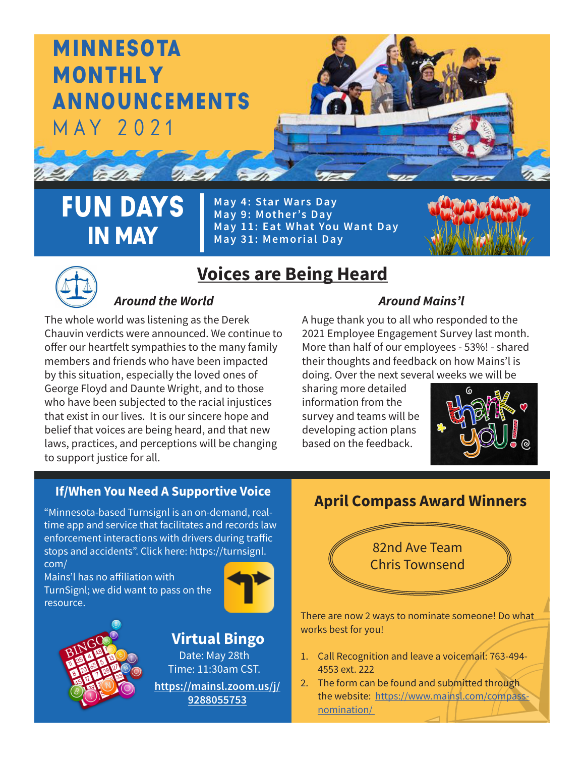# MINNESOTA MONTHLY ANNOUNCEMENTS

MAY 2021

## FUN DAYS IN MAY

**May 4: Star Wars Day**
**May 9: Mother's Day**
**May 11: Eat What You Want Day**
**May 31: Memorial Day**

## Voices are Being Heard

### *Around the World*

The whole world was listening as the Derek Chauvin verdicts were announced. We continue to offer our heartfelt sympathies to the many family members and friends who have been impacted by this situation, especially the loved ones of George Floyd and Daunte Wright, and to those who have been subjected to the racial injustices that exist in our lives. It is our sincere hope and belief that voices are being heard, and that new laws, practices, and perceptions will be changing to support justice for all.

### *Around Mains'l*

A huge thank you to all who responded to the 2021 Employee Engagement Survey last month. More than half of our employees - 53%! - shared their thoughts and feedback on how Mains'l is doing. Over the next several weeks we will be sharing more detailed information from the survey and teams will be developing action plans based on the feedback.

### If/When You Need A Supportive Voice

"Minnesota-based Turnsignl is an on-demand, real-time app and service that facilitates and records law enforcement interactions with drivers during traffic stops and accidents". Click here: https://turnsignl.com/

Mains'l has no affiliation with TurnSignl; we did want to pass on the resource.

### Virtual Bingo

Date: May 28th
Time: 11:30am CST.
**https://mainsl.zoom.us/j/9288055753**

### April Compass Award Winners

82nd Ave Team
Chris Townsend

There are now 2 ways to nominate someone! Do what works best for you!

1. Call Recognition and leave a voicemail: 763-494-4553 ext. 222
2. The form can be found and submitted through the website: https://www.mainsl.com/compass-nomination/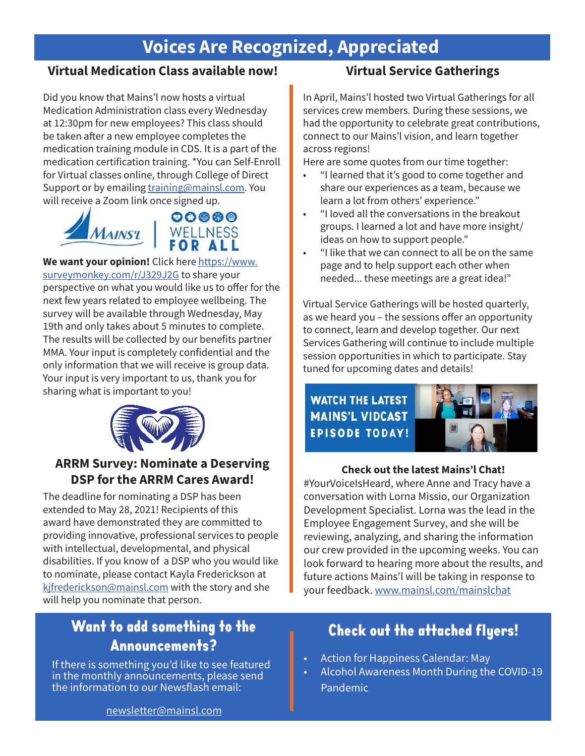# Voices Are Recognized, Appreciated

## Virtual Medication Class available now!

Did you know that Mains'l now hosts a virtual Medication Administration class every Wednesday at 12:30pm for new employees? This class should be taken after a new employee completes the medication training module in CDS. It is a part of the medication certification training. *You can Self-Enroll for Virtual classes online, through College of Direct Support or by emailing training@mainsl.com. You will receive a Zoom link once signed up.

**We want your opinion!** Click here https://www.surveymonkey.com/r/J329J2G to share your perspective on what you would like us to offer for the next few years related to employee wellbeing. The survey will be available through Wednesday, May 19th and only takes about 5 minutes to complete. The results will be collected by our benefits partner MMA. Your input is completely confidential and the only information that we will receive is group data. Your input is very important to us, thank you for sharing what is important to you!

## ARRM Survey: Nominate a Deserving DSP for the ARRM Cares Award!

The deadline for nominating a DSP has been extended to May 28, 2021! Recipients of this award have demonstrated they are committed to providing innovative, professional services to people with intellectual, developmental, and physical disabilities. If you know of a DSP who you would like to nominate, please contact Kayla Frederickson at kjfrederickson@mainsl.com with the story and she will help you nominate that person.

## Virtual Service Gatherings

In April, Mains'l hosted two Virtual Gatherings for all services crew members. During these sessions, we had the opportunity to celebrate great contributions, connect to our Mains'l vision, and learn together across regions!

Here are some quotes from our time together:

- "I learned that it's good to come together and share our experiences as a team, because we learn a lot from others' experience."
- "I loved all the conversations in the breakout groups. I learned a lot and have more insight/ideas on how to support people."
- "I like that we can connect to all be on the same page and to help support each other when needed... these meetings are a great idea!"

Virtual Service Gatherings will be hosted quarterly, as we heard you – the sessions offer an opportunity to connect, learn and develop together. Our next Services Gathering will continue to include multiple session opportunities in which to participate. Stay tuned for upcoming dates and details!

WATCH THE LATEST MAINS'L VIDCAST EPISODE TODAY!

**Check out the latest Mains'l Chat!**

#YourVoiceIsHeard, where Anne and Tracy have a conversation with Lorna Missio, our Organization Development Specialist. Lorna was the lead in the Employee Engagement Survey, and she will be reviewing, analyzing, and sharing the information our crew provided in the upcoming weeks. You can look forward to hearing more about the results, and future actions Mains'l will be taking in response to your feedback. www.mainsl.com/mainslchat

## Want to add something to the Announcements?

If there is something you'd like to see featured in the monthly announcements, please send the information to our Newsflash email:

newsletter@mainsl.com

## Check out the attached flyers!

- Action for Happiness Calendar: May
- Alcohol Awareness Month During the COVID-19 Pandemic